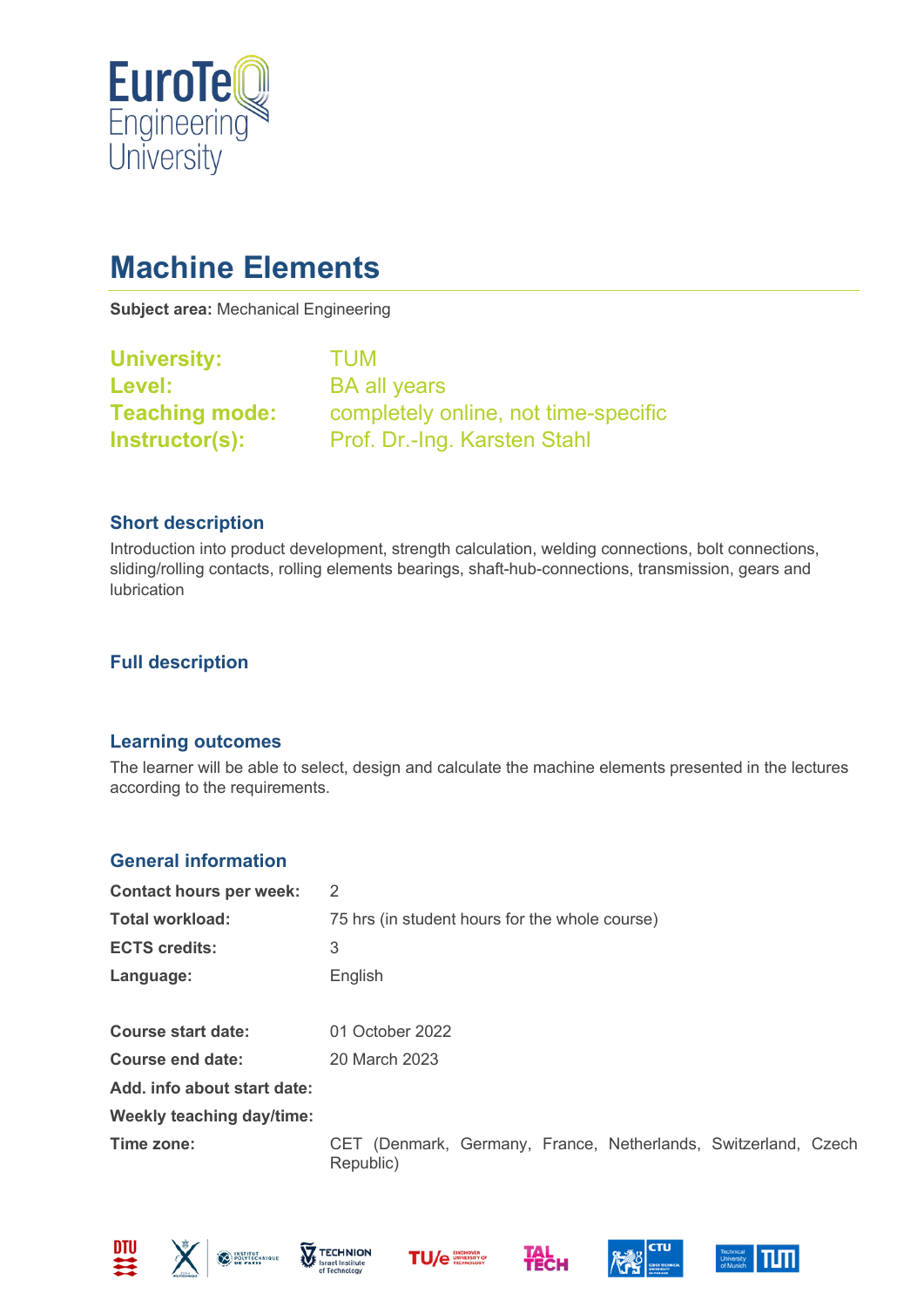# Machine Elements

**Subject area:** Mechanical Engineering

**University:** TUM
**Level:** BA all years
**Teaching mode:** completely online, not time-specific
**Instructor(s):** Prof. Dr.-Ing. Karsten Stahl

## Short description

Introduction into product development, strength calculation, welding connections, bolt connections, sliding/rolling contacts, rolling elements bearings, shaft-hub-connections, transmission, gears and lubrication

## Full description

## Learning outcomes

The learner will be able to select, design and calculate the machine elements presented in the lectures according to the requirements.

## General information

| | |
|---|---|
| **Contact hours per week:** | 2 |
| **Total workload:** | 75 hrs (in student hours for the whole course) |
| **ECTS credits:** | 3 |
| **Language:** | English |
| | |
| **Course start date:** | 01 October 2022 |
| **Course end date:** | 20 March 2023 |
| **Add. info about start date:** | |
| **Weekly teaching day/time:** | |
| **Time zone:** | CET (Denmark, Germany, France, Netherlands, Switzerland, Czech Republic) |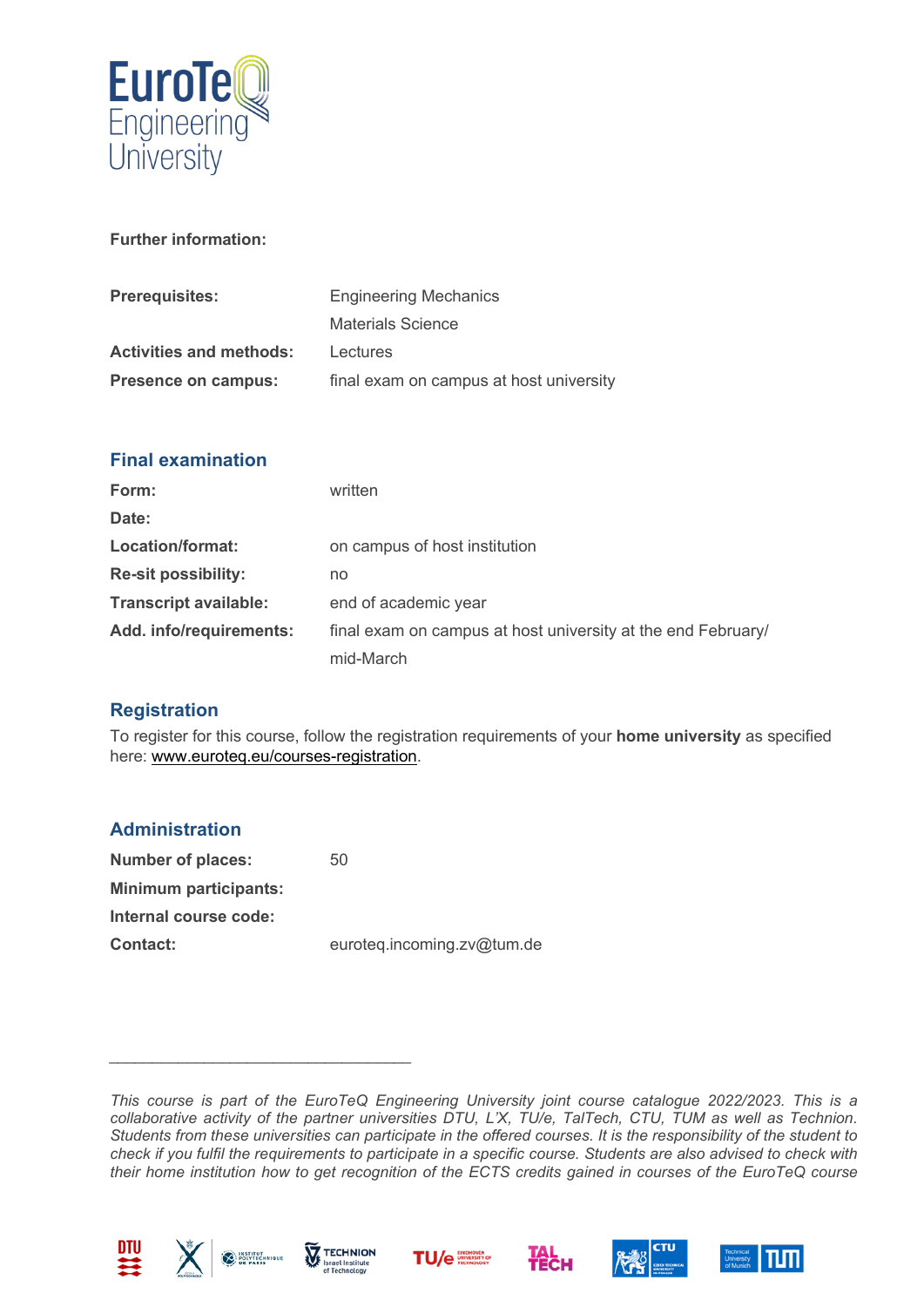**Further information:**

| | |
|---|---|
| **Prerequisites:** | Engineering Mechanics<br>Materials Science |
| **Activities and methods:** | Lectures |
| **Presence on campus:** | final exam on campus at host university |

## Final examination

| | |
|---|---|
| **Form:** | written |
| **Date:** | |
| **Location/format:** | on campus of host institution |
| **Re-sit possibility:** | no |
| **Transcript available:** | end of academic year |
| **Add. info/requirements:** | final exam on campus at host university at the end February/ mid-March |

## Registration

To register for this course, follow the registration requirements of your **home university** as specified here: www.euroteq.eu/courses-registration.

## Administration

| | |
|---|---|
| **Number of places:** | 50 |
| **Minimum participants:** | |
| **Internal course code:** | |
| **Contact:** | euroteq.incoming.zv@tum.de |

---

*This course is part of the EuroTeQ Engineering University joint course catalogue 2022/2023. This is a collaborative activity of the partner universities DTU, L'X, TU/e, TalTech, CTU, TUM as well as Technion. Students from these universities can participate in the offered courses. It is the responsibility of the student to check if you fulfil the requirements to participate in a specific course. Students are also advised to check with their home institution how to get recognition of the ECTS credits gained in courses of the EuroTeQ course*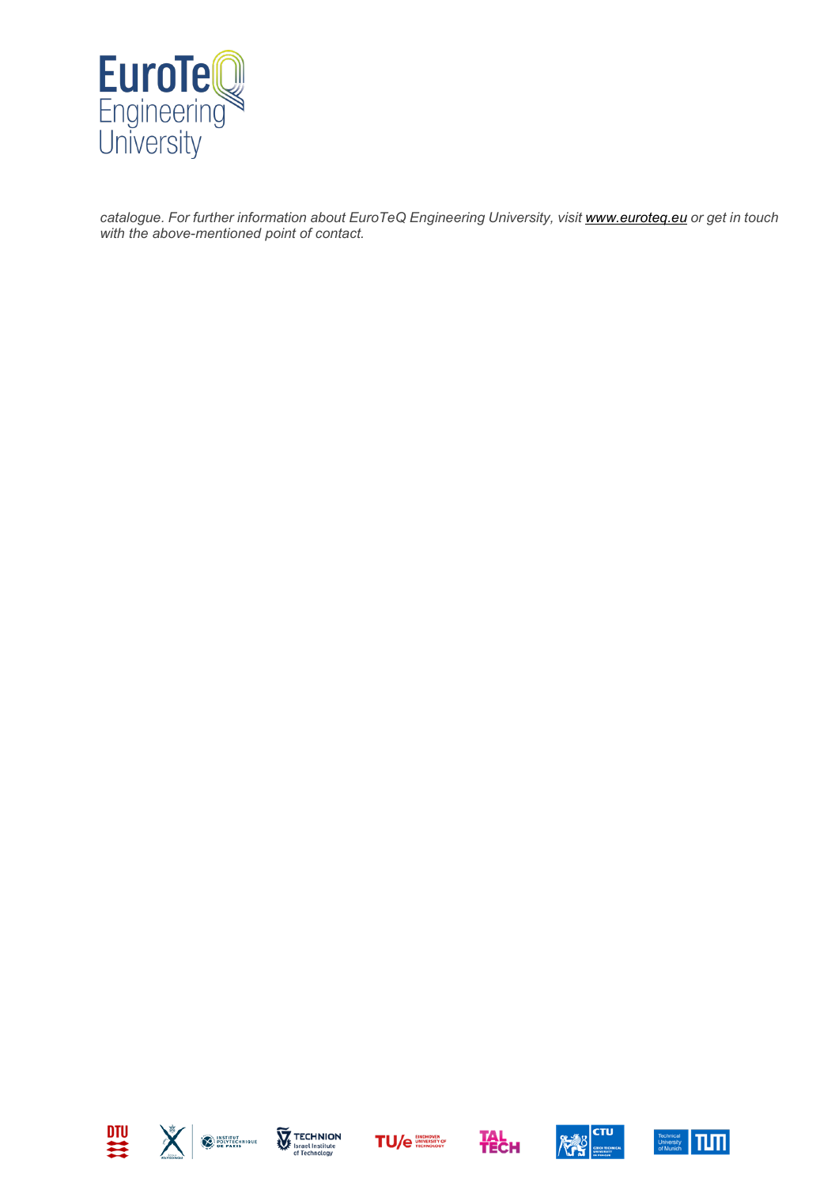*catalogue. For further information about EuroTeQ Engineering University, visit **www.euroteq.eu** or get in touch with the above-mentioned point of contact.*